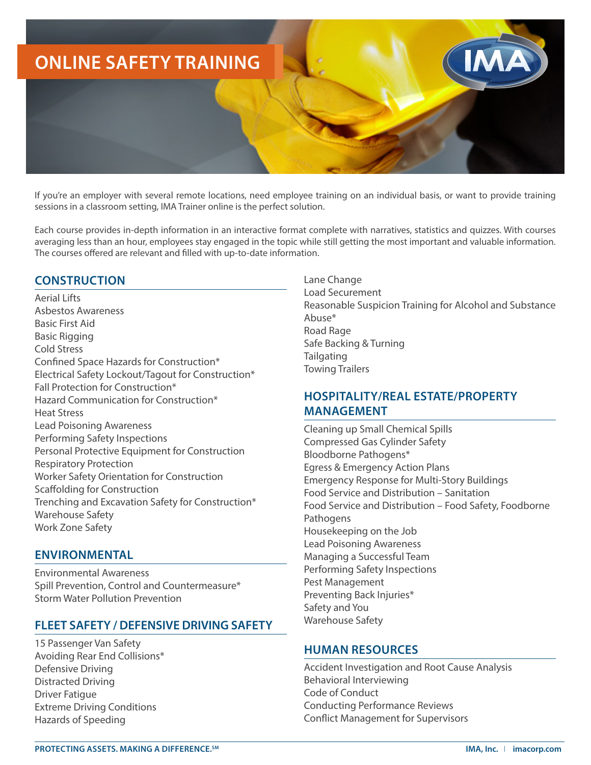# ONLINE SAFETY TRAINING

If you're an employer with several remote locations, need employee training on an individual basis, or want to provide training sessions in a classroom setting, IMA Trainer online is the perfect solution.

Each course provides in-depth information in an interactive format complete with narratives, statistics and quizzes. With courses averaging less than an hour, employees stay engaged in the topic while still getting the most important and valuable information. The courses offered are relevant and filled with up-to-date information.

## CONSTRUCTION

Aerial Lifts
Asbestos Awareness
Basic First Aid
Basic Rigging
Cold Stress
Confined Space Hazards for Construction*
Electrical Safety Lockout/Tagout for Construction*
Fall Protection for Construction*
Hazard Communication for Construction*
Heat Stress
Lead Poisoning Awareness
Performing Safety Inspections
Personal Protective Equipment for Construction
Respiratory Protection
Worker Safety Orientation for Construction
Scaffolding for Construction
Trenching and Excavation Safety for Construction*
Warehouse Safety
Work Zone Safety

## ENVIRONMENTAL

Environmental Awareness
Spill Prevention, Control and Countermeasure*
Storm Water Pollution Prevention

## FLEET SAFETY / DEFENSIVE DRIVING SAFETY

15 Passenger Van Safety
Avoiding Rear End Collisions*
Defensive Driving
Distracted Driving
Driver Fatigue
Extreme Driving Conditions
Hazards of Speeding
Lane Change
Load Securement
Reasonable Suspicion Training for Alcohol and Substance Abuse*
Road Rage
Safe Backing & Turning
Tailgating
Towing Trailers

## HOSPITALITY/REAL ESTATE/PROPERTY MANAGEMENT

Cleaning up Small Chemical Spills
Compressed Gas Cylinder Safety
Bloodborne Pathogens*
Egress & Emergency Action Plans
Emergency Response for Multi-Story Buildings
Food Service and Distribution – Sanitation
Food Service and Distribution – Food Safety, Foodborne Pathogens
Housekeeping on the Job
Lead Poisoning Awareness
Managing a Successful Team
Performing Safety Inspections
Pest Management
Preventing Back Injuries*
Safety and You
Warehouse Safety

## HUMAN RESOURCES

Accident Investigation and Root Cause Analysis
Behavioral Interviewing
Code of Conduct
Conducting Performance Reviews
Conflict Management for Supervisors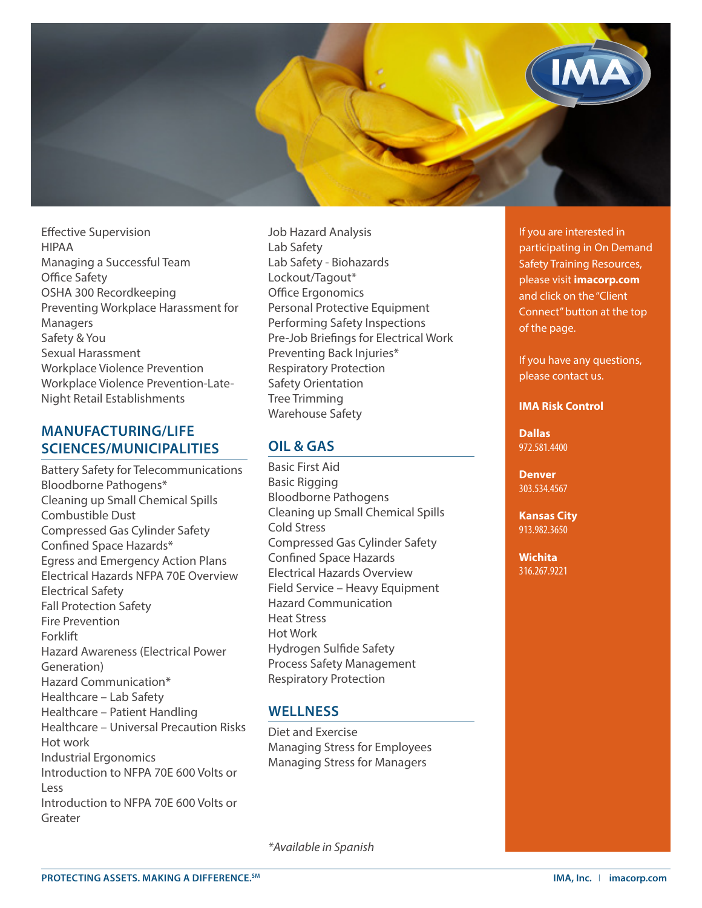Effective Supervision
HIPAA
Managing a Successful Team
Office Safety
OSHA 300 Recordkeeping
Preventing Workplace Harassment for Managers
Safety & You
Sexual Harassment
Workplace Violence Prevention
Workplace Violence Prevention-Late-Night Retail Establishments

## MANUFACTURING/LIFE SCIENCES/MUNICIPALITIES

Battery Safety for Telecommunications
Bloodborne Pathogens*
Cleaning up Small Chemical Spills
Combustible Dust
Compressed Gas Cylinder Safety
Confined Space Hazards*
Egress and Emergency Action Plans
Electrical Hazards NFPA 70E Overview
Electrical Safety
Fall Protection Safety
Fire Prevention
Forklift
Hazard Awareness (Electrical Power Generation)
Hazard Communication*
Healthcare – Lab Safety
Healthcare – Patient Handling
Healthcare – Universal Precaution Risks
Hot work
Industrial Ergonomics
Introduction to NFPA 70E 600 Volts or Less
Introduction to NFPA 70E 600 Volts or Greater
Job Hazard Analysis
Lab Safety
Lab Safety - Biohazards
Lockout/Tagout*
Office Ergonomics
Personal Protective Equipment
Performing Safety Inspections
Pre-Job Briefings for Electrical Work
Preventing Back Injuries*
Respiratory Protection
Safety Orientation
Tree Trimming
Warehouse Safety

## OIL & GAS

Basic First Aid
Basic Rigging
Bloodborne Pathogens
Cleaning up Small Chemical Spills
Cold Stress
Compressed Gas Cylinder Safety
Confined Space Hazards
Electrical Hazards Overview
Field Service – Heavy Equipment
Hazard Communication
Heat Stress
Hot Work
Hydrogen Sulfide Safety
Process Safety Management
Respiratory Protection

## WELLNESS

Diet and Exercise
Managing Stress for Employees
Managing Stress for Managers

*\*Available in Spanish*

If you are interested in participating in On Demand Safety Training Resources, please visit **imacorp.com** and click on the "Client Connect" button at the top of the page.

If you have any questions, please contact us.

**IMA Risk Control**

**Dallas**
972.581.4400

**Denver**
303.534.4567

**Kansas City**
913.982.3650

**Wichita**
316.267.9221

PROTECTING ASSETS. MAKING A DIFFERENCE.℠